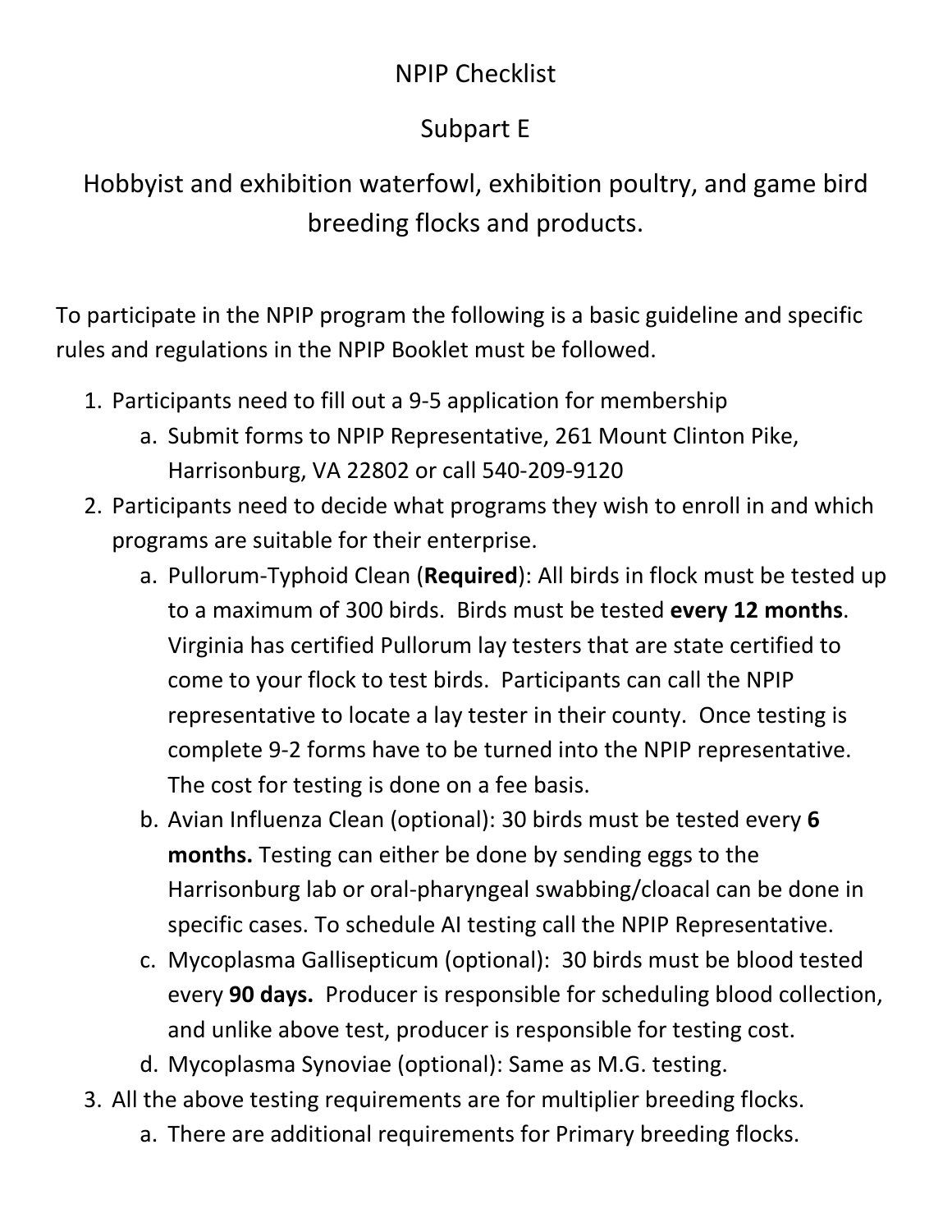# NPIP Checklist

## Subpart E

## Hobbyist and exhibition waterfowl, exhibition poultry, and game bird breeding flocks and products.

To participate in the NPIP program the following is a basic guideline and specific rules and regulations in the NPIP Booklet must be followed.

1. Participants need to fill out a 9-5 application for membership
   a. Submit forms to NPIP Representative, 261 Mount Clinton Pike, Harrisonburg, VA 22802 or call 540-209-9120
2. Participants need to decide what programs they wish to enroll in and which programs are suitable for their enterprise.
   a. Pullorum-Typhoid Clean (**Required**): All birds in flock must be tested up to a maximum of 300 birds. Birds must be tested **every 12 months**. Virginia has certified Pullorum lay testers that are state certified to come to your flock to test birds. Participants can call the NPIP representative to locate a lay tester in their county. Once testing is complete 9-2 forms have to be turned into the NPIP representative. The cost for testing is done on a fee basis.
   b. Avian Influenza Clean (optional): 30 birds must be tested every **6 months.** Testing can either be done by sending eggs to the Harrisonburg lab or oral-pharyngeal swabbing/cloacal can be done in specific cases. To schedule AI testing call the NPIP Representative.
   c. Mycoplasma Gallisepticum (optional): 30 birds must be blood tested every **90 days.** Producer is responsible for scheduling blood collection, and unlike above test, producer is responsible for testing cost.
   d. Mycoplasma Synoviae (optional): Same as M.G. testing.
3. All the above testing requirements are for multiplier breeding flocks.
   a. There are additional requirements for Primary breeding flocks.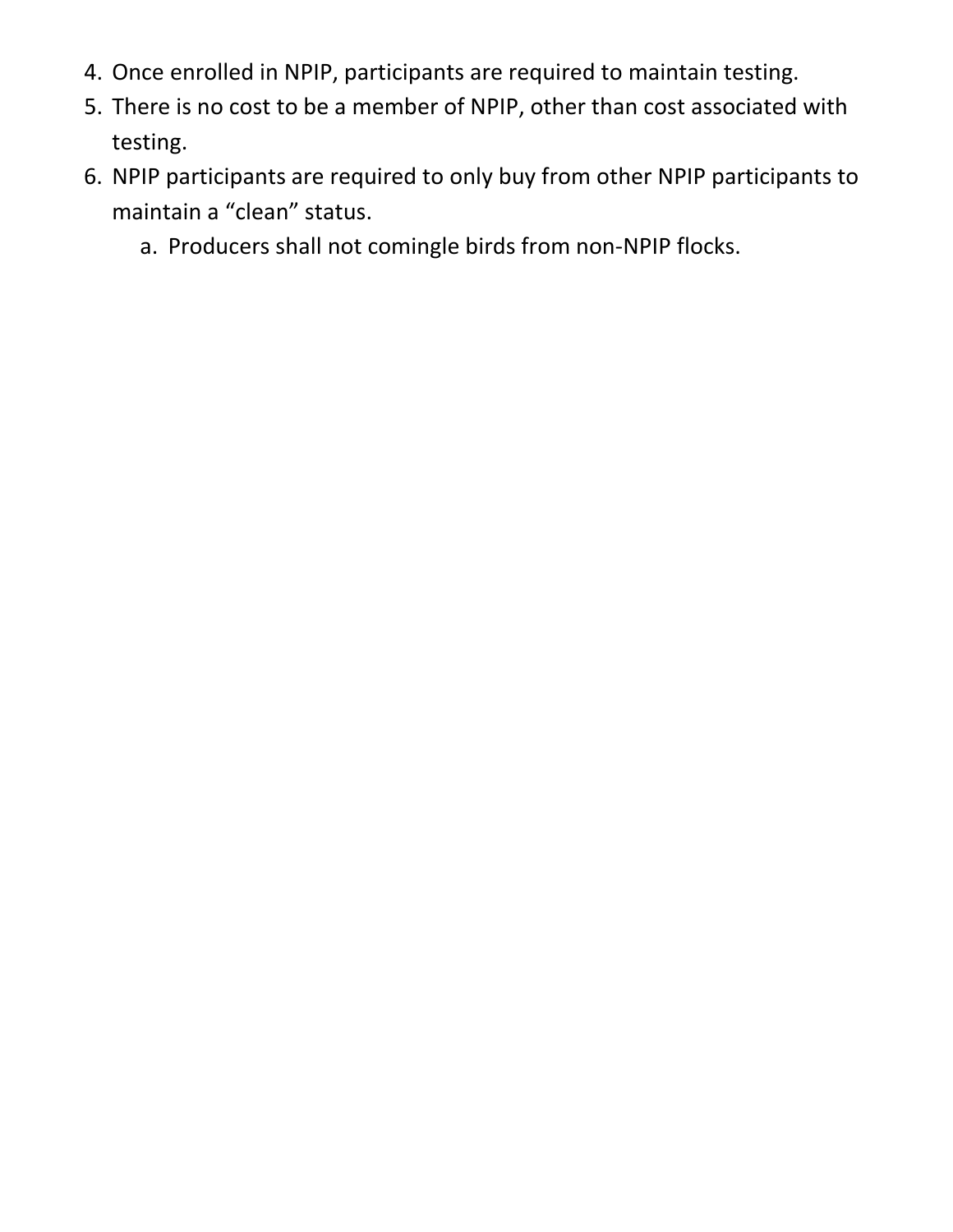4. Once enrolled in NPIP, participants are required to maintain testing.
5. There is no cost to be a member of NPIP, other than cost associated with testing.
6. NPIP participants are required to only buy from other NPIP participants to maintain a "clean" status.
    a. Producers shall not comingle birds from non-NPIP flocks.